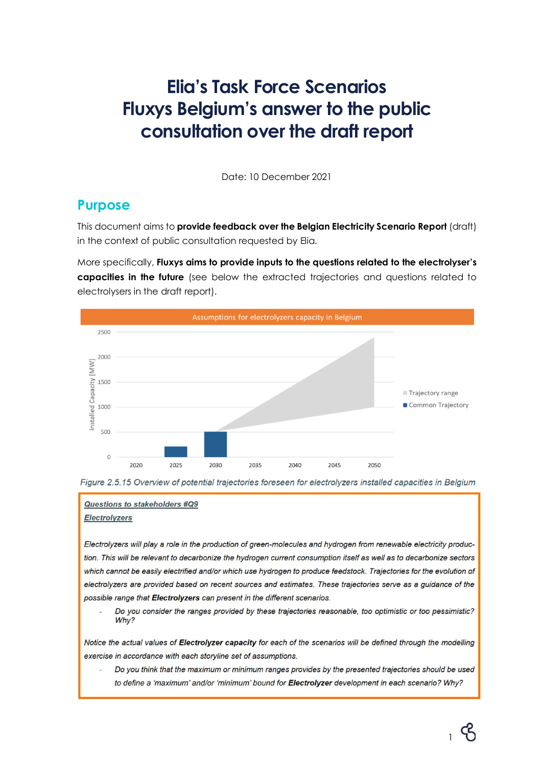# Elia's Task Force Scenarios
# Fluxys Belgium's answer to the public consultation over the draft report

Date: 10 December 2021

## Purpose

This document aims to **provide feedback over the Belgian Electricity Scenario Report** (draft) in the context of public consultation requested by Elia.

More specifically, **Fluxys aims to provide inputs to the questions related to the electrolyser's capacities in the future** (see below the extracted trajectories and questions related to electrolysers in the draft report).

Figure 2.5.15 Overview of potential trajectories foreseen for electrolyzers installed capacities in Belgium

> ***Questions to stakeholders #Q9***
>
> ***Electrolyzers***
>
> *Electrolyzers will play a role in the production of green-molecules and hydrogen from renewable electricity production. This will be relevant to decarbonize the hydrogen current consumption itself as well as to decarbonize sectors which cannot be easily electrified and/or which use hydrogen to produce feedstock. Trajectories for the evolution of electrolyzers are provided based on recent sources and estimates. These trajectories serve as a guidance of the possible range that **Electrolyzers** can present in the different scenarios.*
>
> - *Do you consider the ranges provided by these trajectories reasonable, too optimistic or too pessimistic? Why?*
>
> *Notice the actual values of **Electrolyzer capacity** for each of the scenarios will be defined through the modelling exercise in accordance with each storyline set of assumptions.*
>
> - *Do you think that the maximum or minimum ranges provides by the presented trajectories should be used to define a 'maximum' and/or 'minimum' bound for **Electrolyzer** development in each scenario? Why?*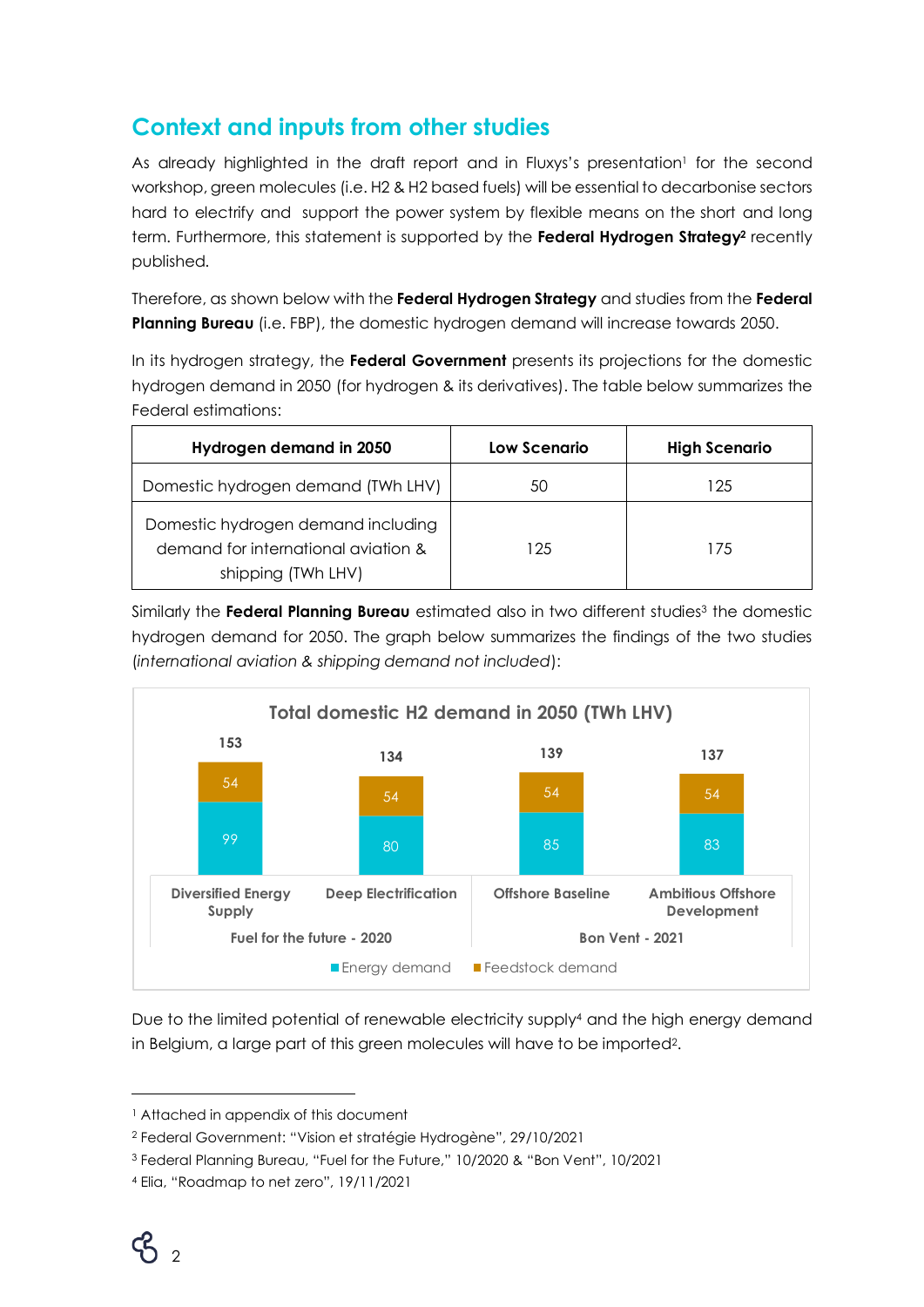## Context and inputs from other studies

As already highlighted in the draft report and in Fluxys's presentation[1] for the second workshop, green molecules (i.e. H2 & H2 based fuels) will be essential to decarbonise sectors hard to electrify and support the power system by flexible means on the short and long term. Furthermore, this statement is supported by the **Federal Hydrogen Strategy**[2] recently published.

Therefore, as shown below with the **Federal Hydrogen Strategy** and studies from the **Federal Planning Bureau** (i.e. FBP), the domestic hydrogen demand will increase towards 2050.

In its hydrogen strategy, the **Federal Government** presents its projections for the domestic hydrogen demand in 2050 (for hydrogen & its derivatives). The table below summarizes the Federal estimations:

| Hydrogen demand in 2050 | Low Scenario | High Scenario |
|---|---|---|
| Domestic hydrogen demand (TWh LHV) | 50 | 125 |
| Domestic hydrogen demand including demand for international aviation & shipping (TWh LHV) | 125 | 175 |

Similarly the **Federal Planning Bureau** estimated also in two different studies[3] the domestic hydrogen demand for 2050. The graph below summarizes the findings of the two studies (*international aviation & shipping demand not included*):

**Total domestic H2 demand in 2050 (TWh LHV)**

| Study | Scenario | Energy demand | Feedstock demand | Total |
|---|---|---|---|---|
| Fuel for the future - 2020 | Diversified Energy Supply | 99 | 54 | 153 |
| Fuel for the future - 2020 | Deep Electrification | 80 | 54 | 134 |
| Bon Vent - 2021 | Offshore Baseline | 85 | 54 | 139 |
| Bon Vent - 2021 | Ambitious Offshore Development | 83 | 54 | 137 |

Due to the limited potential of renewable electricity supply[4] and the high energy demand in Belgium, a large part of this green molecules will have to be imported[2].

---

[1] Attached in appendix of this document

[2] Federal Government: "Vision et stratégie Hydrogène", 29/10/2021

[3] Federal Planning Bureau, "Fuel for the Future," 10/2020 & "Bon Vent", 10/2021

[4] Elia, "Roadmap to net zero", 19/11/2021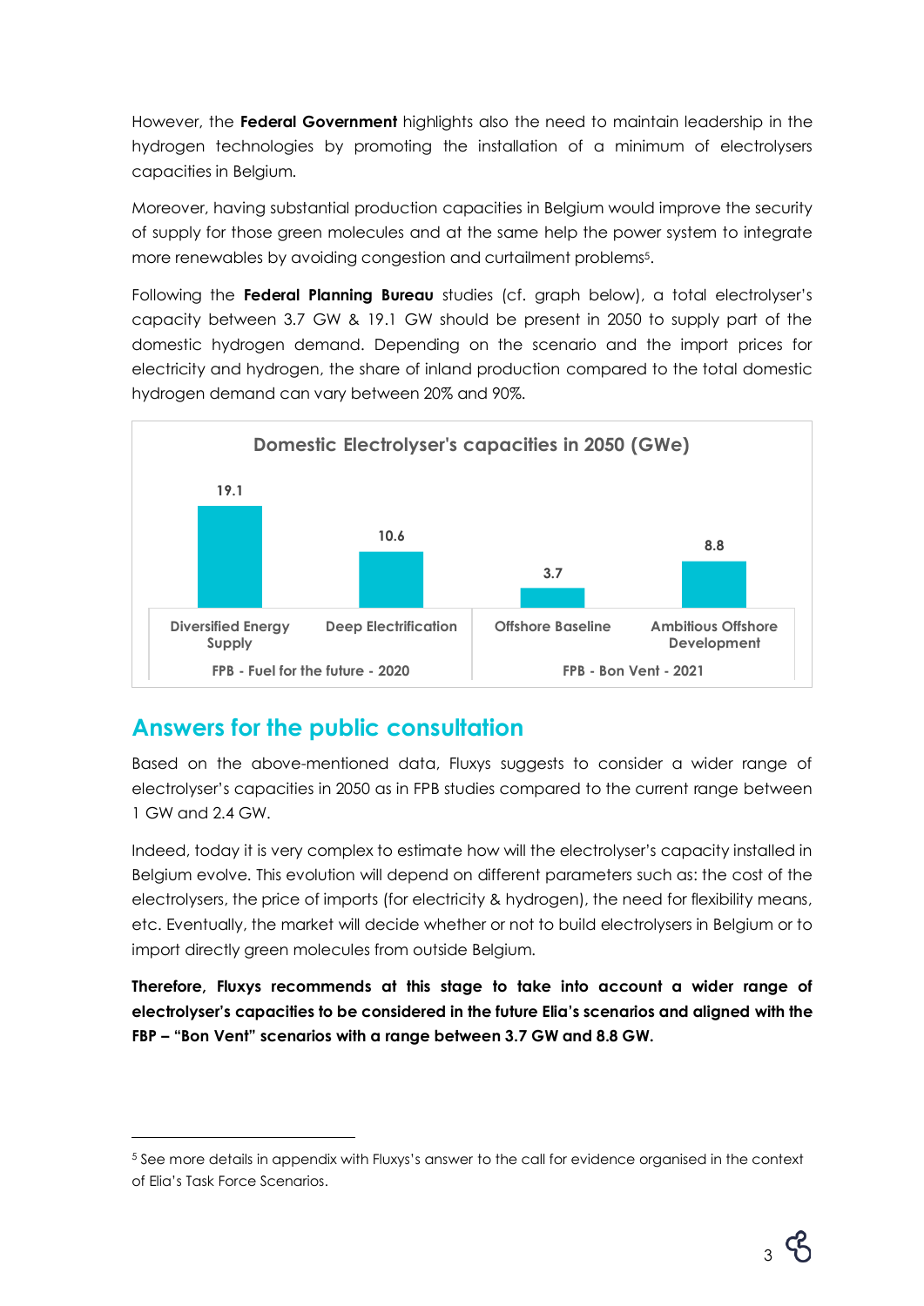However, the **Federal Government** highlights also the need to maintain leadership in the hydrogen technologies by promoting the installation of a minimum of electrolysers capacities in Belgium.

Moreover, having substantial production capacities in Belgium would improve the security of supply for those green molecules and at the same help the power system to integrate more renewables by avoiding congestion and curtailment problems[5].

Following the **Federal Planning Bureau** studies (cf. graph below), a total electrolyser's capacity between 3.7 GW & 19.1 GW should be present in 2050 to supply part of the domestic hydrogen demand. Depending on the scenario and the import prices for electricity and hydrogen, the share of inland production compared to the total domestic hydrogen demand can vary between 20% and 90%.

Domestic Electrolyser's capacities in 2050 (GWe)

19.1
10.6
3.7
8.8

Diversified Energy Supply
Deep Electrification
Offshore Baseline
Ambitious Offshore Development

FPB - Fuel for the future - 2020
FPB - Bon Vent - 2021

## Answers for the public consultation

Based on the above-mentioned data, Fluxys suggests to consider a wider range of electrolyser's capacities in 2050 as in FPB studies compared to the current range between 1 GW and 2.4 GW.

Indeed, today it is very complex to estimate how will the electrolyser's capacity installed in Belgium evolve. This evolution will depend on different parameters such as: the cost of the electrolysers, the price of imports (for electricity & hydrogen), the need for flexibility means, etc. Eventually, the market will decide whether or not to build electrolysers in Belgium or to import directly green molecules from outside Belgium.

**Therefore, Fluxys recommends at this stage to take into account a wider range of electrolyser's capacities to be considered in the future Elia's scenarios and aligned with the FBP – "Bon Vent" scenarios with a range between 3.7 GW and 8.8 GW.**

[5] See more details in appendix with Fluxys's answer to the call for evidence organised in the context of Elia's Task Force Scenarios.